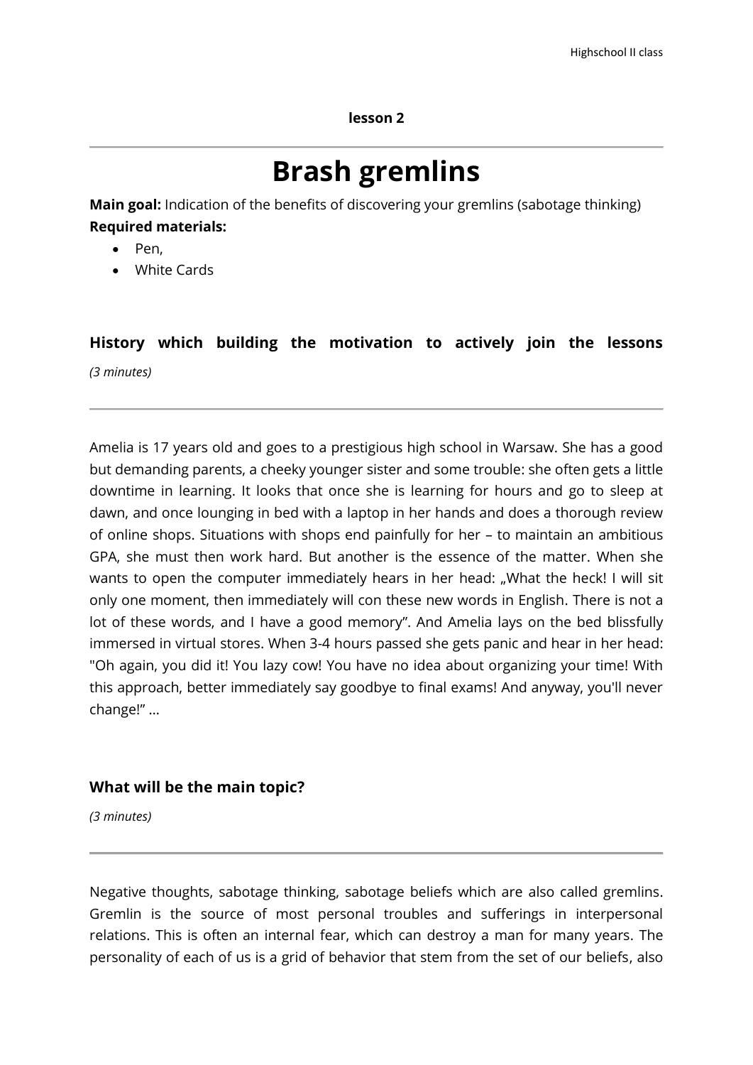**lesson 2**

# Brash gremlins

**Main goal:** Indication of the benefits of discovering your gremlins (sabotage thinking)
**Required materials:**

- Pen,
- White Cards

## History which building the motivation to actively join the lessons

*(3 minutes)*

Amelia is 17 years old and goes to a prestigious high school in Warsaw. She has a good but demanding parents, a cheeky younger sister and some trouble: she often gets a little downtime in learning. It looks that once she is learning for hours and go to sleep at dawn, and once lounging in bed with a laptop in her hands and does a thorough review of online shops. Situations with shops end painfully for her – to maintain an ambitious GPA, she must then work hard. But another is the essence of the matter. When she wants to open the computer immediately hears in her head: „What the heck! I will sit only one moment, then immediately will con these new words in English. There is not a lot of these words, and I have a good memory". And Amelia lays on the bed blissfully immersed in virtual stores. When 3-4 hours passed she gets panic and hear in her head: "Oh again, you did it! You lazy cow! You have no idea about organizing your time! With this approach, better immediately say goodbye to final exams! And anyway, you'll never change!" ...

## What will be the main topic?

*(3 minutes)*

Negative thoughts, sabotage thinking, sabotage beliefs which are also called gremlins. Gremlin is the source of most personal troubles and sufferings in interpersonal relations. This is often an internal fear, which can destroy a man for many years. The personality of each of us is a grid of behavior that stem from the set of our beliefs, also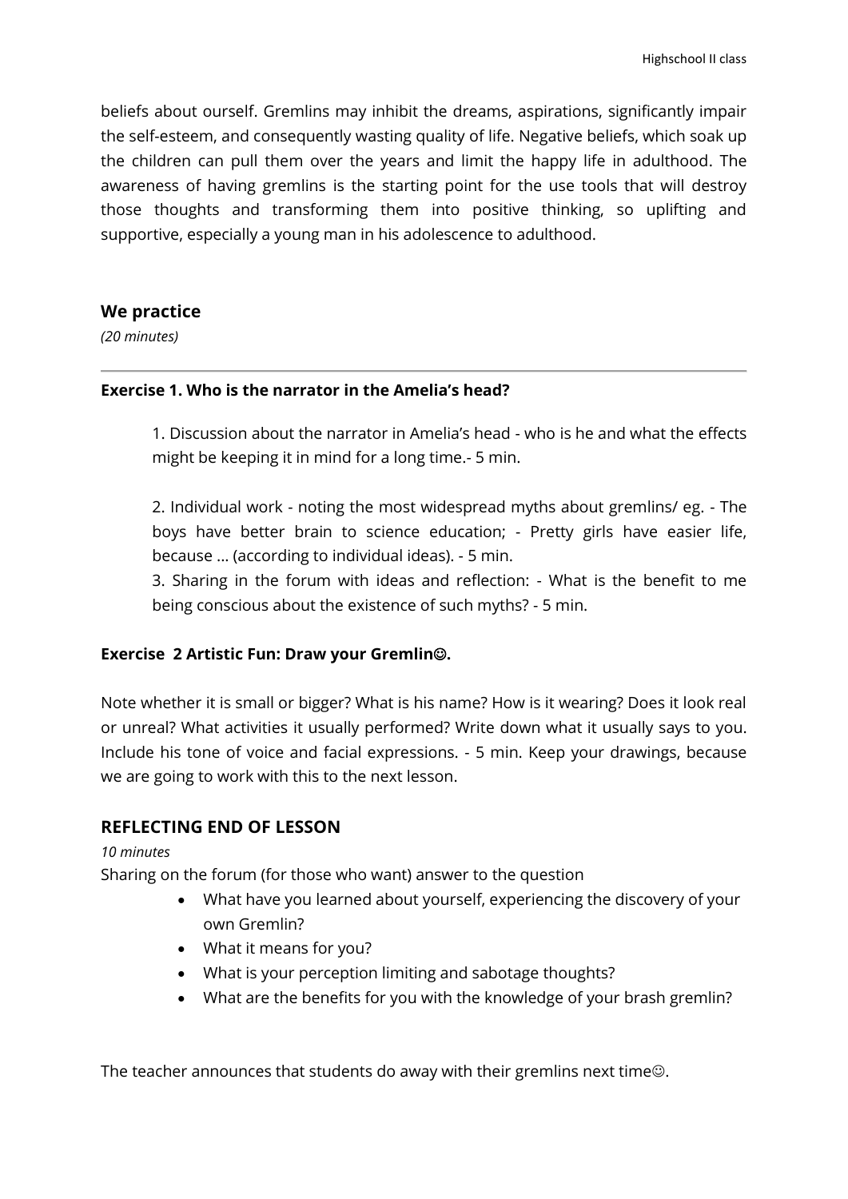beliefs about ourself. Gremlins may inhibit the dreams, aspirations, significantly impair the self-esteem, and consequently wasting quality of life. Negative beliefs, which soak up the children can pull them over the years and limit the happy life in adulthood. The awareness of having gremlins is the starting point for the use tools that will destroy those thoughts and transforming them into positive thinking, so uplifting and supportive, especially a young man in his adolescence to adulthood.

## We practice

*(20 minutes)*

---

### Exercise 1. Who is the narrator in the Amelia's head?

1. Discussion about the narrator in Amelia's head - who is he and what the effects might be keeping it in mind for a long time.- 5 min.

2. Individual work - noting the most widespread myths about gremlins/ eg. - The boys have better brain to science education; - Pretty girls have easier life, because ... (according to individual ideas). - 5 min.

3. Sharing in the forum with ideas and reflection: - What is the benefit to me being conscious about the existence of such myths? - 5 min.

### Exercise 2 Artistic Fun: Draw your Gremlin☺.

Note whether it is small or bigger? What is his name? How is it wearing? Does it look real or unreal? What activities it usually performed? Write down what it usually says to you. Include his tone of voice and facial expressions. - 5 min. Keep your drawings, because we are going to work with this to the next lesson.

## REFLECTING END OF LESSON

*10 minutes*

Sharing on the forum (for those who want) answer to the question

- What have you learned about yourself, experiencing the discovery of your own Gremlin?
- What it means for you?
- What is your perception limiting and sabotage thoughts?
- What are the benefits for you with the knowledge of your brash gremlin?

The teacher announces that students do away with their gremlins next time☺.